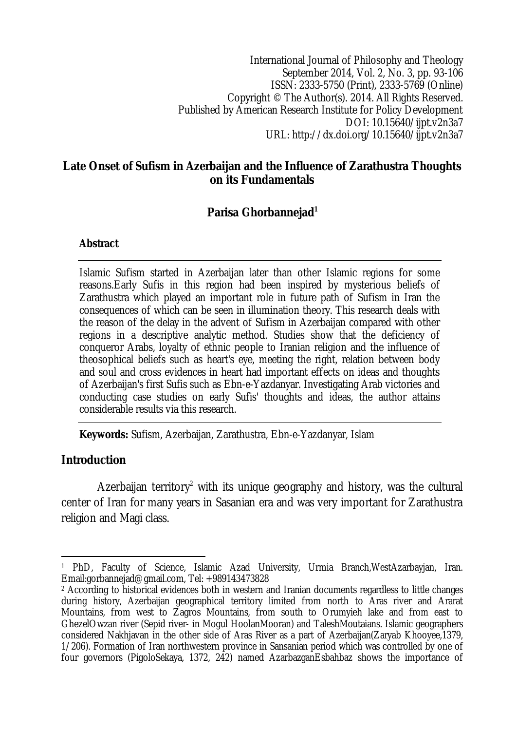International Journal of Philosophy and Theology
September 2014, Vol. 2, No. 3, pp. 93-106
ISSN: 2333-5750 (Print), 2333-5769 (Online)
Copyright © The Author(s). 2014. All Rights Reserved.
Published by American Research Institute for Policy Development
DOI: 10.15640/ijpt.v2n3a7
URL: http://dx.doi.org/10.15640/ijpt.v2n3a7

# Late Onset of Sufism in Azerbaijan and the Influence of Zarathustra Thoughts on its Fundamentals

**Parisa Ghorbannejad[1]**

## Abstract

Islamic Sufism started in Azerbaijan later than other Islamic regions for some reasons.Early Sufis in this region had been inspired by mysterious beliefs of Zarathustra which played an important role in future path of Sufism in Iran the consequences of which can be seen in illumination theory. This research deals with the reason of the delay in the advent of Sufism in Azerbaijan compared with other regions in a descriptive analytic method. Studies show that the deficiency of conqueror Arabs, loyalty of ethnic people to Iranian religion and the influence of theosophical beliefs such as heart's eye, meeting the right, relation between body and soul and cross evidences in heart had important effects on ideas and thoughts of Azerbaijan's first Sufis such as Ebn-e-Yazdanyar. Investigating Arab victories and conducting case studies on early Sufis' thoughts and ideas, the author attains considerable results via this research.

**Keywords:** Sufism, Azerbaijan, Zarathustra, Ebn-e-Yazdanyar, Islam

## Introduction

Azerbaijan territory[2] with its unique geography and history, was the cultural center of Iran for many years in Sasanian era and was very important for Zarathustra religion and Magi class.

---

[1] PhD, Faculty of Science, Islamic Azad University, Urmia Branch,WestAzarbayjan, Iran. Email:gorbannejad@gmail.com, Tel: +989143473828

[2] According to historical evidences both in western and Iranian documents regardless to little changes during history, Azerbaijan geographical territory limited from north to Aras river and Ararat Mountains, from west to Zagros Mountains, from south to Orumyieh lake and from east to GhezelOwzan river (Sepid river- in Mogul HoolanMooran) and TaleshMoutaians. Islamic geographers considered Nakhjavan in the other side of Aras River as a part of Azerbaijan(Zaryab Khooyee,1379, 1/206). Formation of Iran northwestern province in Sansanian period which was controlled by one of four governors (PigoloSekaya, 1372, 242) named AzarbazganEsbahbaz shows the importance of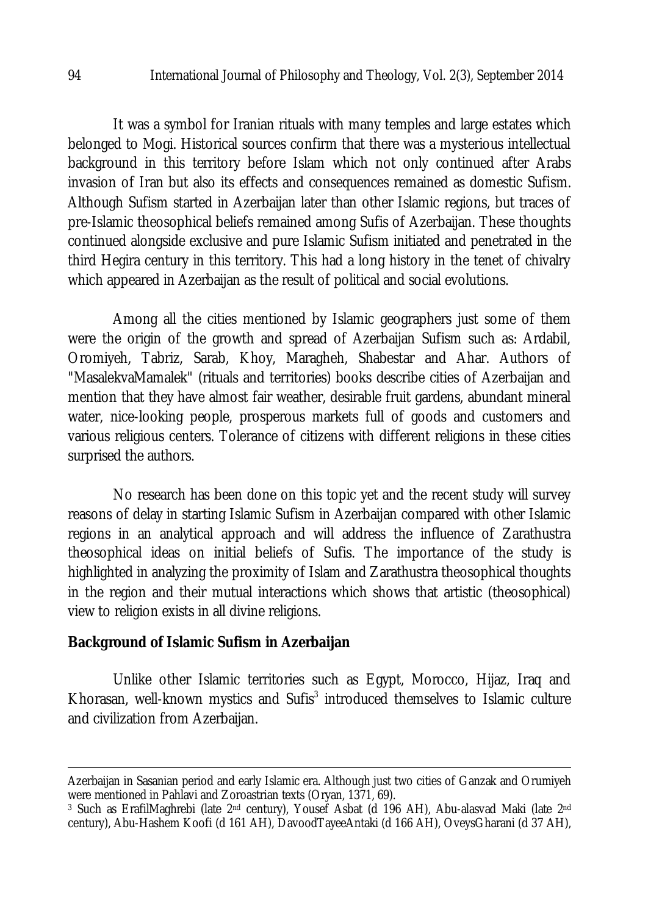It was a symbol for Iranian rituals with many temples and large estates which belonged to Mogi. Historical sources confirm that there was a mysterious intellectual background in this territory before Islam which not only continued after Arabs invasion of Iran but also its effects and consequences remained as domestic Sufism. Although Sufism started in Azerbaijan later than other Islamic regions, but traces of pre-Islamic theosophical beliefs remained among Sufis of Azerbaijan. These thoughts continued alongside exclusive and pure Islamic Sufism initiated and penetrated in the third Hegira century in this territory. This had a long history in the tenet of chivalry which appeared in Azerbaijan as the result of political and social evolutions.

Among all the cities mentioned by Islamic geographers just some of them were the origin of the growth and spread of Azerbaijan Sufism such as: Ardabil, Oromiyeh, Tabriz, Sarab, Khoy, Maragheh, Shabestar and Ahar. Authors of "MasalekvaMamalek" (rituals and territories) books describe cities of Azerbaijan and mention that they have almost fair weather, desirable fruit gardens, abundant mineral water, nice-looking people, prosperous markets full of goods and customers and various religious centers. Tolerance of citizens with different religions in these cities surprised the authors.

No research has been done on this topic yet and the recent study will survey reasons of delay in starting Islamic Sufism in Azerbaijan compared with other Islamic regions in an analytical approach and will address the influence of Zarathustra theosophical ideas on initial beliefs of Sufis. The importance of the study is highlighted in analyzing the proximity of Islam and Zarathustra theosophical thoughts in the region and their mutual interactions which shows that artistic (theosophical) view to religion exists in all divine religions.

## Background of Islamic Sufism in Azerbaijan

Unlike other Islamic territories such as Egypt, Morocco, Hijaz, Iraq and Khorasan, well-known mystics and Sufis[3] introduced themselves to Islamic culture and civilization from Azerbaijan.

---

Azerbaijan in Sasanian period and early Islamic era. Although just two cities of Ganzak and Orumiyeh were mentioned in Pahlavi and Zoroastrian texts (Oryan, 1371, 69).

[3] Such as ErafilMaghrebi (late 2nd century), Yousef Asbat (d 196 AH), Abu-alasvad Maki (late 2nd century), Abu-Hashem Koofi (d 161 AH), DavoodTayeeAntaki (d 166 AH), OveysGharani (d 37 AH),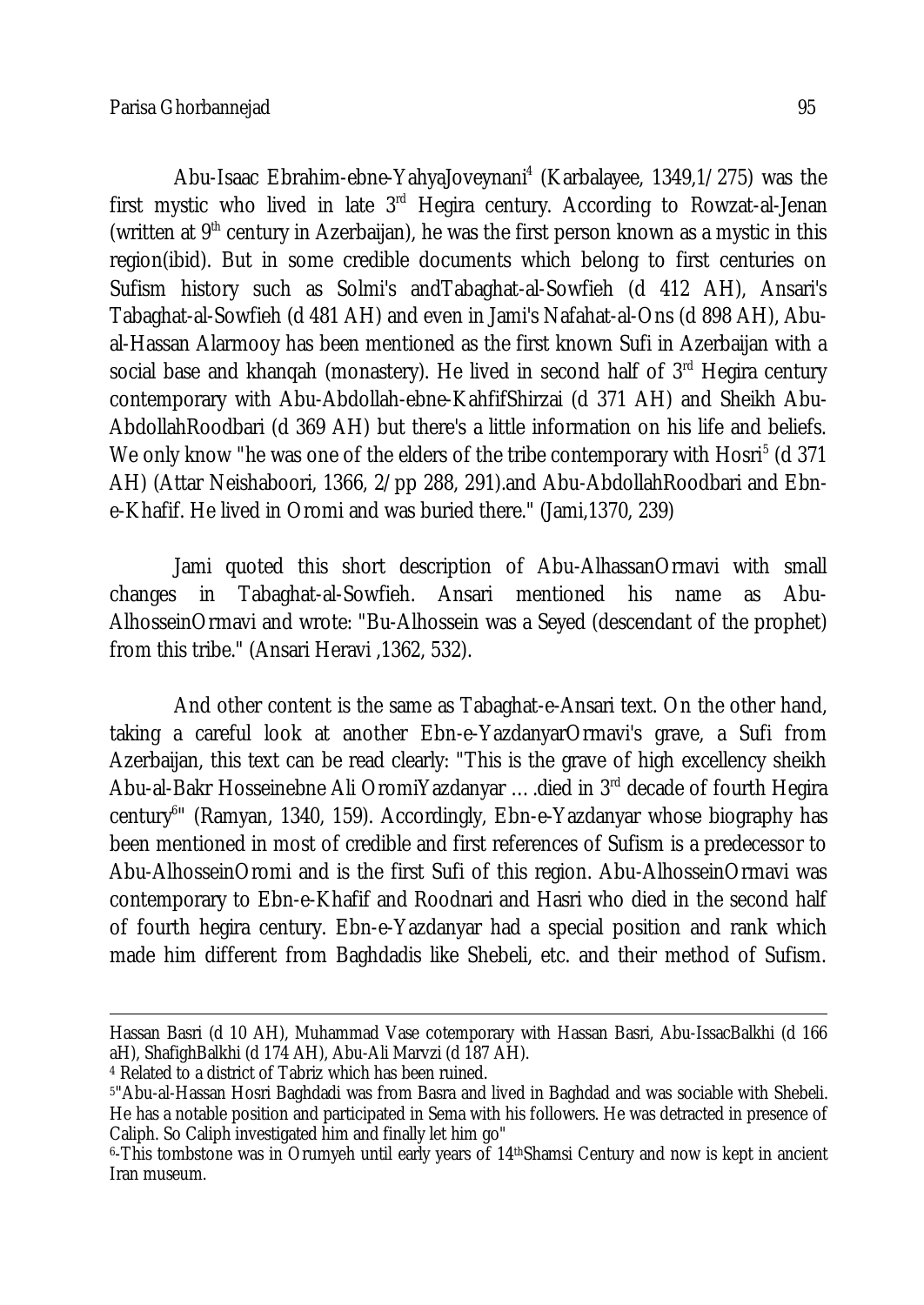Abu-Isaac Ebrahim-ebne-YahyaJoveynani[4] (Karbalayee, 1349,1/275) was the first mystic who lived in late 3rd Hegira century. According to Rowzat-al-Jenan (written at 9th century in Azerbaijan), he was the first person known as a mystic in this region(ibid). But in some credible documents which belong to first centuries on Sufism history such as Solmi's andTabaghat-al-Sowfieh (d 412 AH), Ansari's Tabaghat-al-Sowfieh (d 481 AH) and even in Jami's Nafahat-al-Ons (d 898 AH), Abu-al-Hassan Alarmooy has been mentioned as the first known Sufi in Azerbaijan with a social base and khanqah (monastery). He lived in second half of 3rd Hegira century contemporary with Abu-Abdollah-ebne-KahfifShirzai (d 371 AH) and Sheikh Abu-AbdollahRoodbari (d 369 AH) but there's a little information on his life and beliefs. We only know "he was one of the elders of the tribe contemporary with Hosri[5] (d 371 AH) (Attar Neishaboori, 1366, 2/pp 288, 291).and Abu-AbdollahRoodbari and Ebn-e-Khafif. He lived in Oromi and was buried there." (Jami,1370, 239)

Jami quoted this short description of Abu-AlhassanOrmavi with small changes in Tabaghat-al-Sowfieh. Ansari mentioned his name as Abu-AlhosseinOrmavi and wrote: "Bu-Alhossein was a Seyed (descendant of the prophet) from this tribe." (Ansari Heravi ,1362, 532).

And other content is the same as Tabaghat-e-Ansari text. On the other hand, taking a careful look at another Ebn-e-YazdanyarOrmavi's grave, a Sufi from Azerbaijan, this text can be read clearly: "This is the grave of high excellency sheikh Abu-al-Bakr Hosseinebne Ali OromiYazdanyar … .died in 3rd decade of fourth Hegira century[6]" (Ramyan, 1340, 159). Accordingly, Ebn-e-Yazdanyar whose biography has been mentioned in most of credible and first references of Sufism is a predecessor to Abu-AlhosseinOromi and is the first Sufi of this region. Abu-AlhosseinOrmavi was contemporary to Ebn-e-Khafif and Roodnari and Hasri who died in the second half of fourth hegira century. Ebn-e-Yazdanyar had a special position and rank which made him different from Baghdadis like Shebeli, etc. and their method of Sufism.

---

Hassan Basri (d 10 AH), Muhammad Vase cotemporary with Hassan Basri, Abu-IssacBalkhi (d 166 aH), ShafighBalkhi (d 174 AH), Abu-Ali Marvzi (d 187 AH).

[4] Related to a district of Tabriz which has been ruined.

[5] "Abu-al-Hassan Hosri Baghdadi was from Basra and lived in Baghdad and was sociable with Shebeli. He has a notable position and participated in Sema with his followers. He was detracted in presence of Caliph. So Caliph investigated him and finally let him go"

[6] -This tombstone was in Orumyeh until early years of 14thShamsi Century and now is kept in ancient Iran museum.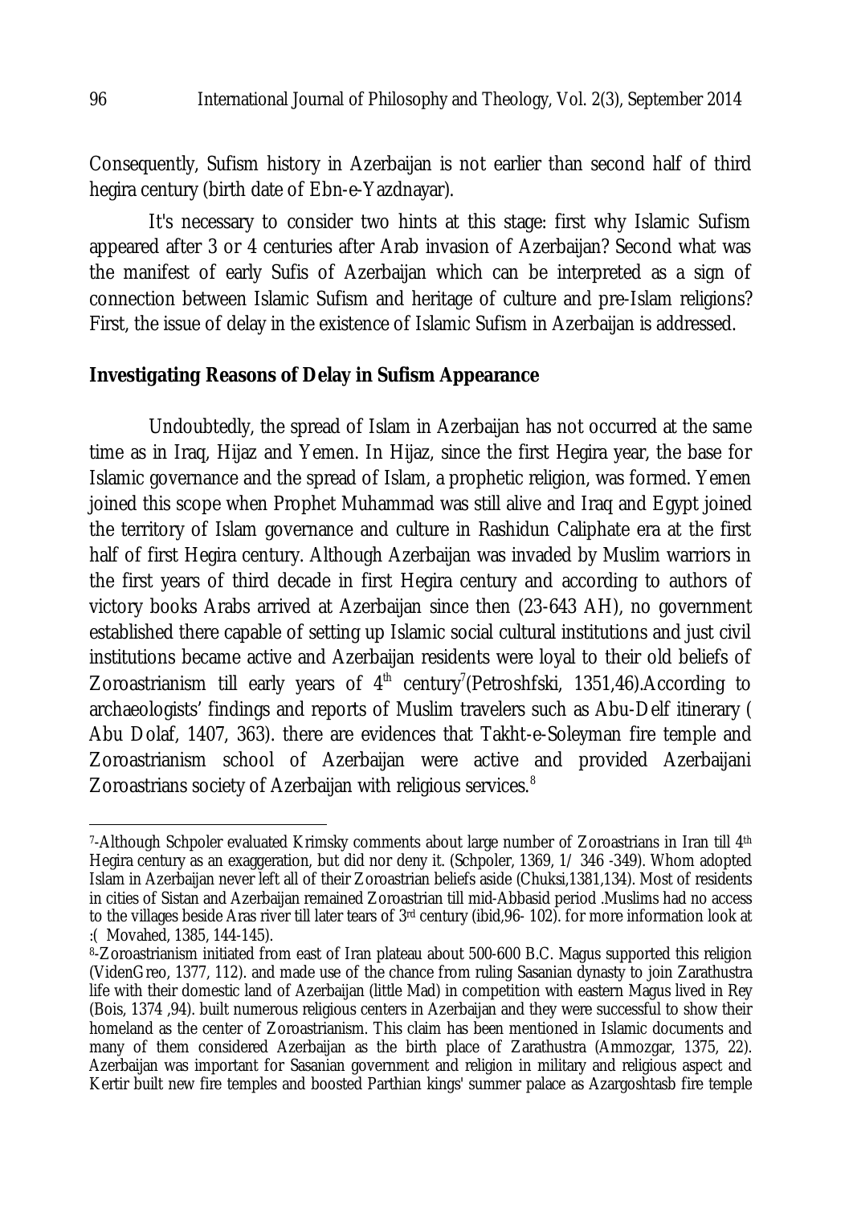Consequently, Sufism history in Azerbaijan is not earlier than second half of third hegira century (birth date of Ebn-e-Yazdnayar).

It's necessary to consider two hints at this stage: first why Islamic Sufism appeared after 3 or 4 centuries after Arab invasion of Azerbaijan? Second what was the manifest of early Sufis of Azerbaijan which can be interpreted as a sign of connection between Islamic Sufism and heritage of culture and pre-Islam religions? First, the issue of delay in the existence of Islamic Sufism in Azerbaijan is addressed.

## Investigating Reasons of Delay in Sufism Appearance

Undoubtedly, the spread of Islam in Azerbaijan has not occurred at the same time as in Iraq, Hijaz and Yemen. In Hijaz, since the first Hegira year, the base for Islamic governance and the spread of Islam, a prophetic religion, was formed. Yemen joined this scope when Prophet Muhammad was still alive and Iraq and Egypt joined the territory of Islam governance and culture in Rashidun Caliphate era at the first half of first Hegira century. Although Azerbaijan was invaded by Muslim warriors in the first years of third decade in first Hegira century and according to authors of victory books Arabs arrived at Azerbaijan since then (23-643 AH), no government established there capable of setting up Islamic social cultural institutions and just civil institutions became active and Azerbaijan residents were loyal to their old beliefs of Zoroastrianism till early years of 4th century[7](Petroshfski, 1351,46).According to archaeologists' findings and reports of Muslim travelers such as Abu-Delf itinerary ( Abu Dolaf, 1407, 363). there are evidences that Takht-e-Soleyman fire temple and Zoroastrianism school of Azerbaijan were active and provided Azerbaijani Zoroastrians society of Azerbaijan with religious services.[8]

---

[7]-Although Schpoler evaluated Krimsky comments about large number of Zoroastrians in Iran till 4th Hegira century as an exaggeration, but did nor deny it. (Schpoler, 1369, 1/ 346 -349). Whom adopted Islam in Azerbaijan never left all of their Zoroastrian beliefs aside (Chuksi,1381,134). Most of residents in cities of Sistan and Azerbaijan remained Zoroastrian till mid-Abbasid period .Muslims had no access to the villages beside Aras river till later tears of 3rd century (ibid,96- 102). for more information look at :( Movahed, 1385, 144-145).

[8]-Zoroastrianism initiated from east of Iran plateau about 500-600 B.C. Magus supported this religion (VidenGreo, 1377, 112). and made use of the chance from ruling Sasanian dynasty to join Zarathustra life with their domestic land of Azerbaijan (little Mad) in competition with eastern Magus lived in Rey (Bois, 1374 ,94). built numerous religious centers in Azerbaijan and they were successful to show their homeland as the center of Zoroastrianism. This claim has been mentioned in Islamic documents and many of them considered Azerbaijan as the birth place of Zarathustra (Ammozgar, 1375, 22). Azerbaijan was important for Sasanian government and religion in military and religious aspect and Kertir built new fire temples and boosted Parthian kings' summer palace as Azargoshtasb fire temple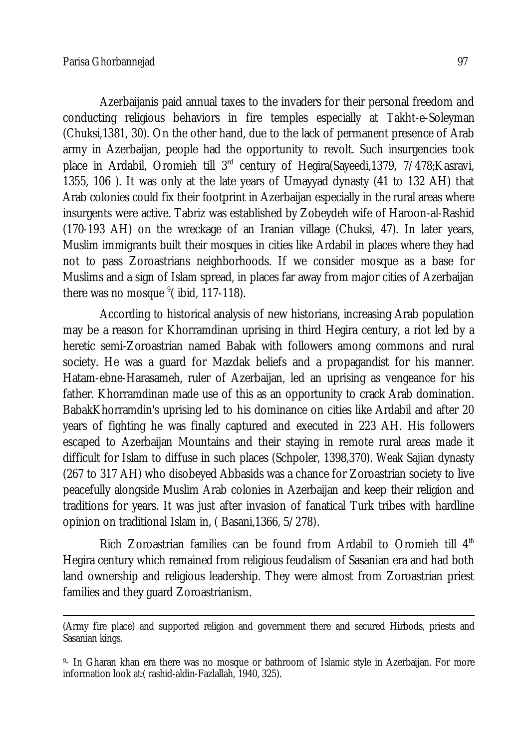Azerbaijanis paid annual taxes to the invaders for their personal freedom and conducting religious behaviors in fire temples especially at Takht-e-Soleyman (Chuksi,1381, 30). On the other hand, due to the lack of permanent presence of Arab army in Azerbaijan, people had the opportunity to revolt. Such insurgencies took place in Ardabil, Oromieh till 3rd century of Hegira(Sayeedi,1379, 7/478;Kasravi, 1355, 106 ). It was only at the late years of Umayyad dynasty (41 to 132 AH) that Arab colonies could fix their footprint in Azerbaijan especially in the rural areas where insurgents were active. Tabriz was established by Zobeydeh wife of Haroon-al-Rashid (170-193 AH) on the wreckage of an Iranian village (Chuksi, 47). In later years, Muslim immigrants built their mosques in cities like Ardabil in places where they had not to pass Zoroastrians neighborhoods. If we consider mosque as a base for Muslims and a sign of Islam spread, in places far away from major cities of Azerbaijan there was no mosque [9]( ibid, 117-118).

According to historical analysis of new historians, increasing Arab population may be a reason for Khorramdinan uprising in third Hegira century, a riot led by a heretic semi-Zoroastrian named Babak with followers among commons and rural society. He was a guard for Mazdak beliefs and a propagandist for his manner. Hatam-ebne-Harasameh, ruler of Azerbaijan, led an uprising as vengeance for his father. Khorramdinan made use of this as an opportunity to crack Arab domination. BabakKhorramdin's uprising led to his dominance on cities like Ardabil and after 20 years of fighting he was finally captured and executed in 223 AH. His followers escaped to Azerbaijan Mountains and their staying in remote rural areas made it difficult for Islam to diffuse in such places (Schpoler, 1398,370). Weak Sajian dynasty (267 to 317 AH) who disobeyed Abbasids was a chance for Zoroastrian society to live peacefully alongside Muslim Arab colonies in Azerbaijan and keep their religion and traditions for years. It was just after invasion of fanatical Turk tribes with hardline opinion on traditional Islam in, ( Basani,1366, 5/278).

Rich Zoroastrian families can be found from Ardabil to Oromieh till 4th Hegira century which remained from religious feudalism of Sasanian era and had both land ownership and religious leadership. They were almost from Zoroastrian priest families and they guard Zoroastrianism.

---

(Army fire place) and supported religion and government there and secured Hirbods, priests and Sasanian kings.

9- In Gharan khan era there was no mosque or bathroom of Islamic style in Azerbaijan. For more information look at:( rashid-aldin-Fazlallah, 1940, 325).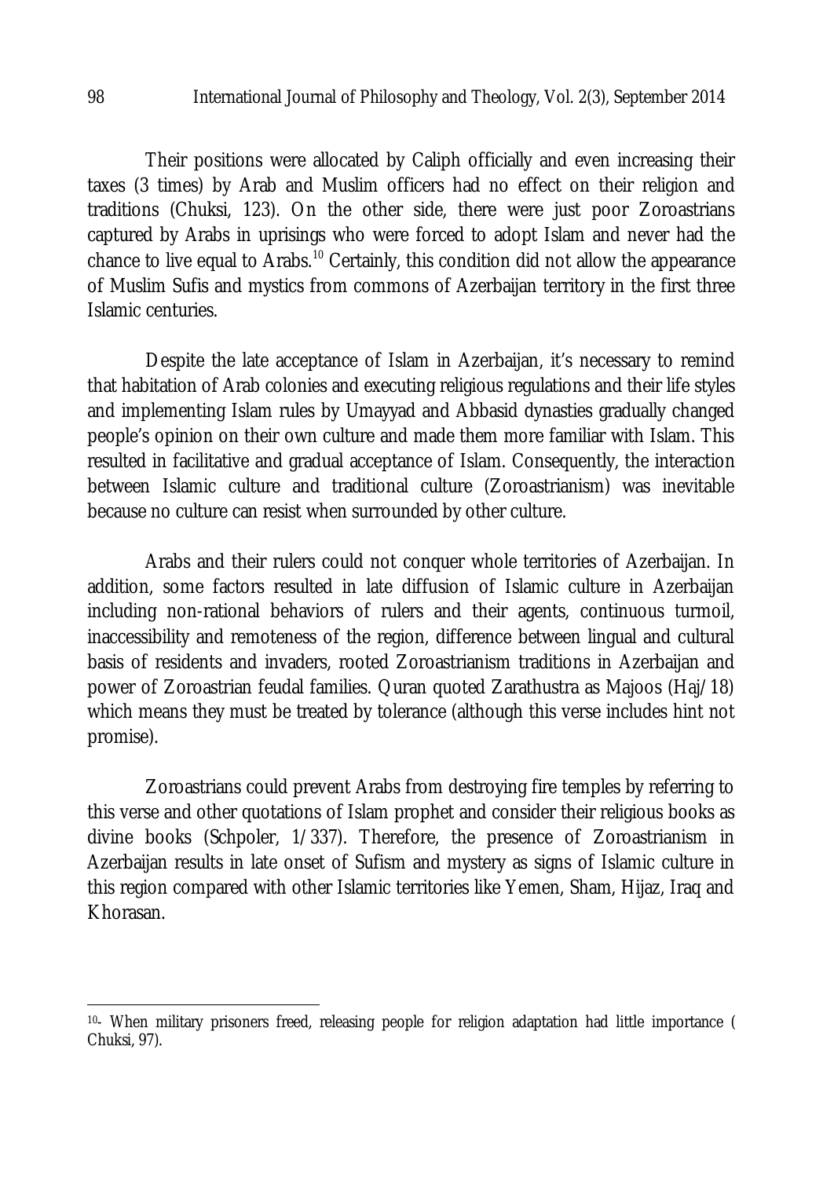Their positions were allocated by Caliph officially and even increasing their taxes (3 times) by Arab and Muslim officers had no effect on their religion and traditions (Chuksi, 123). On the other side, there were just poor Zoroastrians captured by Arabs in uprisings who were forced to adopt Islam and never had the chance to live equal to Arabs.[10] Certainly, this condition did not allow the appearance of Muslim Sufis and mystics from commons of Azerbaijan territory in the first three Islamic centuries.

Despite the late acceptance of Islam in Azerbaijan, it's necessary to remind that habitation of Arab colonies and executing religious regulations and their life styles and implementing Islam rules by Umayyad and Abbasid dynasties gradually changed people's opinion on their own culture and made them more familiar with Islam. This resulted in facilitative and gradual acceptance of Islam. Consequently, the interaction between Islamic culture and traditional culture (Zoroastrianism) was inevitable because no culture can resist when surrounded by other culture.

Arabs and their rulers could not conquer whole territories of Azerbaijan. In addition, some factors resulted in late diffusion of Islamic culture in Azerbaijan including non-rational behaviors of rulers and their agents, continuous turmoil, inaccessibility and remoteness of the region, difference between lingual and cultural basis of residents and invaders, rooted Zoroastrianism traditions in Azerbaijan and power of Zoroastrian feudal families. Quran quoted Zarathustra as Majoos (Haj/18) which means they must be treated by tolerance (although this verse includes hint not promise).

Zoroastrians could prevent Arabs from destroying fire temples by referring to this verse and other quotations of Islam prophet and consider their religious books as divine books (Schpoler, 1/337). Therefore, the presence of Zoroastrianism in Azerbaijan results in late onset of Sufism and mystery as signs of Islamic culture in this region compared with other Islamic territories like Yemen, Sham, Hijaz, Iraq and Khorasan.

---

[10]- When military prisoners freed, releasing people for religion adaptation had little importance ( Chuksi, 97).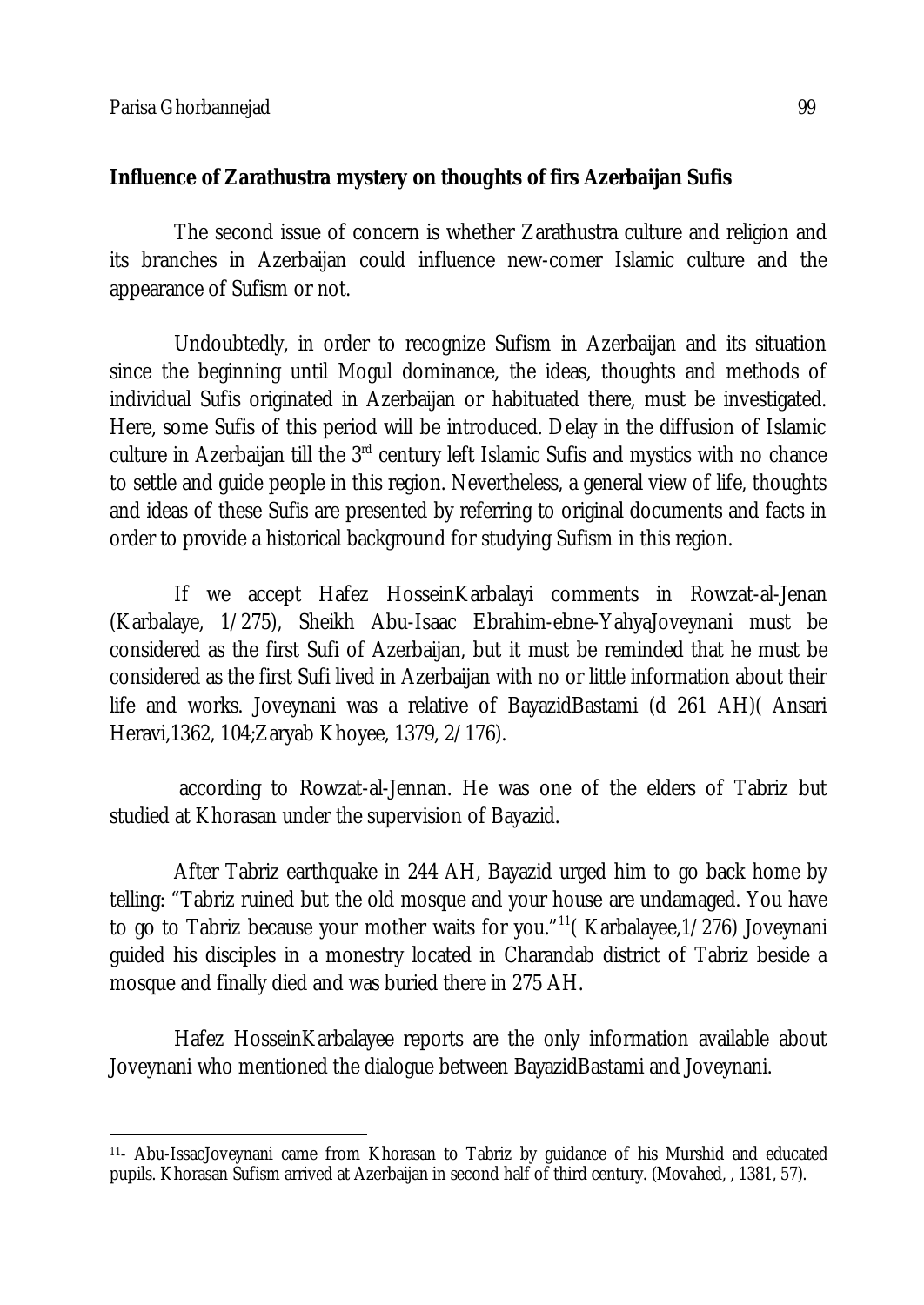**Influence of Zarathustra mystery on thoughts of firs Azerbaijan Sufis**

The second issue of concern is whether Zarathustra culture and religion and its branches in Azerbaijan could influence new-comer Islamic culture and the appearance of Sufism or not.

Undoubtedly, in order to recognize Sufism in Azerbaijan and its situation since the beginning until Mogul dominance, the ideas, thoughts and methods of individual Sufis originated in Azerbaijan or habituated there, must be investigated. Here, some Sufis of this period will be introduced. Delay in the diffusion of Islamic culture in Azerbaijan till the 3rd century left Islamic Sufis and mystics with no chance to settle and guide people in this region. Nevertheless, a general view of life, thoughts and ideas of these Sufis are presented by referring to original documents and facts in order to provide a historical background for studying Sufism in this region.

If we accept Hafez HosseinKarbalayi comments in Rowzat-al-Jenan (Karbalaye, 1/275), Sheikh Abu-Isaac Ebrahim-ebne-YahyaJoveynani must be considered as the first Sufi of Azerbaijan, but it must be reminded that he must be considered as the first Sufi lived in Azerbaijan with no or little information about their life and works. Joveynani was a relative of BayazidBastami (d 261 AH)( Ansari Heravi,1362, 104;Zaryab Khoyee, 1379, 2/176).

according to Rowzat-al-Jennan. He was one of the elders of Tabriz but studied at Khorasan under the supervision of Bayazid.

After Tabriz earthquake in 244 AH, Bayazid urged him to go back home by telling: "Tabriz ruined but the old mosque and your house are undamaged. You have to go to Tabriz because your mother waits for you."[11]( Karbalayee,1/276) Joveynani guided his disciples in a monestry located in Charandab district of Tabriz beside a mosque and finally died and was buried there in 275 AH.

Hafez HosseinKarbalayee reports are the only information available about Joveynani who mentioned the dialogue between BayazidBastami and Joveynani.

---

[11]- Abu-IssacJoveynani came from Khorasan to Tabriz by guidance of his Murshid and educated pupils. Khorasan Sufism arrived at Azerbaijan in second half of third century. (Movahed, , 1381, 57).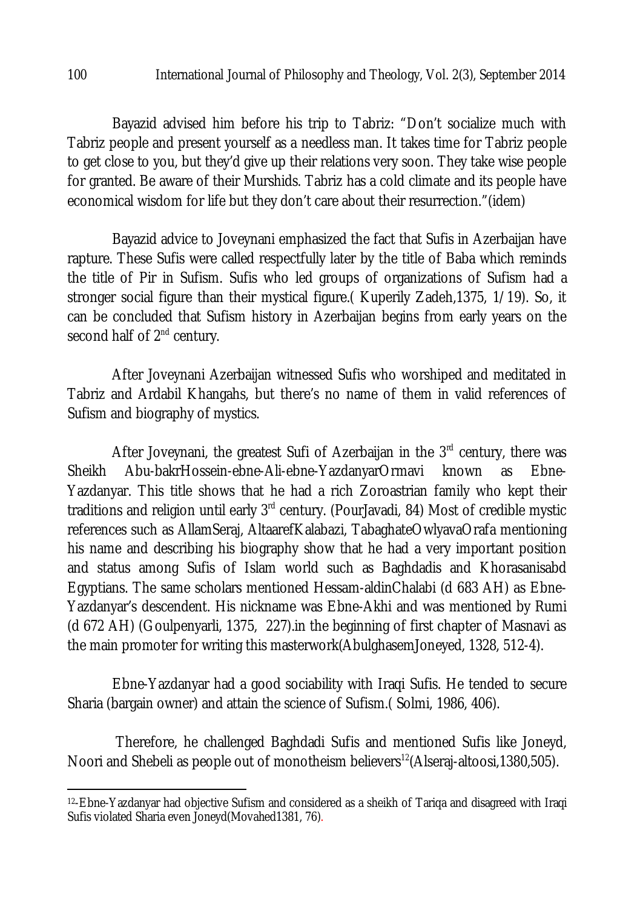Bayazid advised him before his trip to Tabriz: "Don't socialize much with Tabriz people and present yourself as a needless man. It takes time for Tabriz people to get close to you, but they'd give up their relations very soon. They take wise people for granted. Be aware of their Murshids. Tabriz has a cold climate and its people have economical wisdom for life but they don't care about their resurrection."(idem)

Bayazid advice to Joveynani emphasized the fact that Sufis in Azerbaijan have rapture. These Sufis were called respectfully later by the title of Baba which reminds the title of Pir in Sufism. Sufis who led groups of organizations of Sufism had a stronger social figure than their mystical figure.( Kuperily Zadeh,1375, 1/19). So, it can be concluded that Sufism history in Azerbaijan begins from early years on the second half of 2nd century.

After Joveynani Azerbaijan witnessed Sufis who worshiped and meditated in Tabriz and Ardabil Khangahs, but there's no name of them in valid references of Sufism and biography of mystics.

After Joveynani, the greatest Sufi of Azerbaijan in the 3rd century, there was Sheikh Abu-bakrHossein-ebne-Ali-ebne-YazdanyarOrmavi known as Ebne-Yazdanyar. This title shows that he had a rich Zoroastrian family who kept their traditions and religion until early 3rd century. (PourJavadi, 84) Most of credible mystic references such as AllamSeraj, AltaarefKalabazi, TabaghateOwlyavaOrafa mentioning his name and describing his biography show that he had a very important position and status among Sufis of Islam world such as Baghdadis and Khorasanisabd Egyptians. The same scholars mentioned Hessam-aldinChalabi (d 683 AH) as Ebne-Yazdanyar's descendent. His nickname was Ebne-Akhi and was mentioned by Rumi (d 672 AH) (Goulpenyarli, 1375, 227).in the beginning of first chapter of Masnavi as the main promoter for writing this masterwork(AbulghasemJoneyed, 1328, 512-4).

Ebne-Yazdanyar had a good sociability with Iraqi Sufis. He tended to secure Sharia (bargain owner) and attain the science of Sufism.( Solmi, 1986, 406).

Therefore, he challenged Baghdadi Sufis and mentioned Sufis like Joneyd, Noori and Shebeli as people out of monotheism believers[12](Alseraj-altoosi,1380,505).

---

[12]-Ebne-Yazdanyar had objective Sufism and considered as a sheikh of Tariqa and disagreed with Iraqi Sufis violated Sharia even Joneyd(Movahed1381, 76).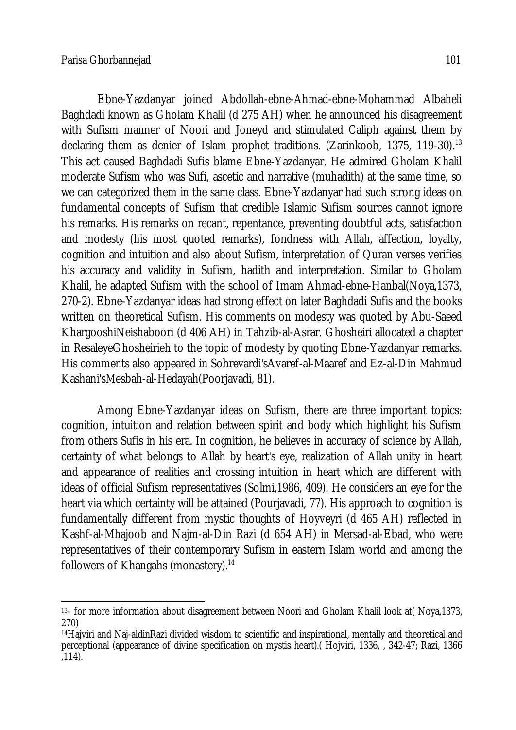Ebne-Yazdanyar joined Abdollah-ebne-Ahmad-ebne-Mohammad Albaheli Baghdadi known as Gholam Khalil (d 275 AH) when he announced his disagreement with Sufism manner of Noori and Joneyd and stimulated Caliph against them by declaring them as denier of Islam prophet traditions. (Zarinkoob, 1375, 119-30).[13] This act caused Baghdadi Sufis blame Ebne-Yazdanyar. He admired Gholam Khalil moderate Sufism who was Sufi, ascetic and narrative (muhadith) at the same time, so we can categorized them in the same class. Ebne-Yazdanyar had such strong ideas on fundamental concepts of Sufism that credible Islamic Sufism sources cannot ignore his remarks. His remarks on recant, repentance, preventing doubtful acts, satisfaction and modesty (his most quoted remarks), fondness with Allah, affection, loyalty, cognition and intuition and also about Sufism, interpretation of Quran verses verifies his accuracy and validity in Sufism, hadith and interpretation. Similar to Gholam Khalil, he adapted Sufism with the school of Imam Ahmad-ebne-Hanbal(Noya,1373, 270-2). Ebne-Yazdanyar ideas had strong effect on later Baghdadi Sufis and the books written on theoretical Sufism. His comments on modesty was quoted by Abu-Saeed KhargooshiNeishaboori (d 406 AH) in Tahzib-al-Asrar. Ghosheiri allocated a chapter in ResaleyeGhosheirieh to the topic of modesty by quoting Ebne-Yazdanyar remarks. His comments also appeared in Sohrevardi'sAvaref-al-Maaref and Ez-al-Din Mahmud Kashani'sMesbah-al-Hedayah(Poorjavadi, 81).

Among Ebne-Yazdanyar ideas on Sufism, there are three important topics: cognition, intuition and relation between spirit and body which highlight his Sufism from others Sufis in his era. In cognition, he believes in accuracy of science by Allah, certainty of what belongs to Allah by heart's eye, realization of Allah unity in heart and appearance of realities and crossing intuition in heart which are different with ideas of official Sufism representatives (Solmi,1986, 409). He considers an eye for the heart via which certainty will be attained (Pourjavadi, 77). His approach to cognition is fundamentally different from mystic thoughts of Hoyveyri (d 465 AH) reflected in Kashf-al-Mhajoob and Najm-al-Din Razi (d 654 AH) in Mersad-al-Ebad, who were representatives of their contemporary Sufism in eastern Islam world and among the followers of Khangahs (monastery).[14]

---

[13]- for more information about disagreement between Noori and Gholam Khalil look at( Noya,1373, 270)

[14]Hajviri and Naj-aldinRazi divided wisdom to scientific and inspirational, mentally and theoretical and perceptional (appearance of divine specification on mystis heart).( Hojviri, 1336, , 342-47; Razi, 1366 ,114).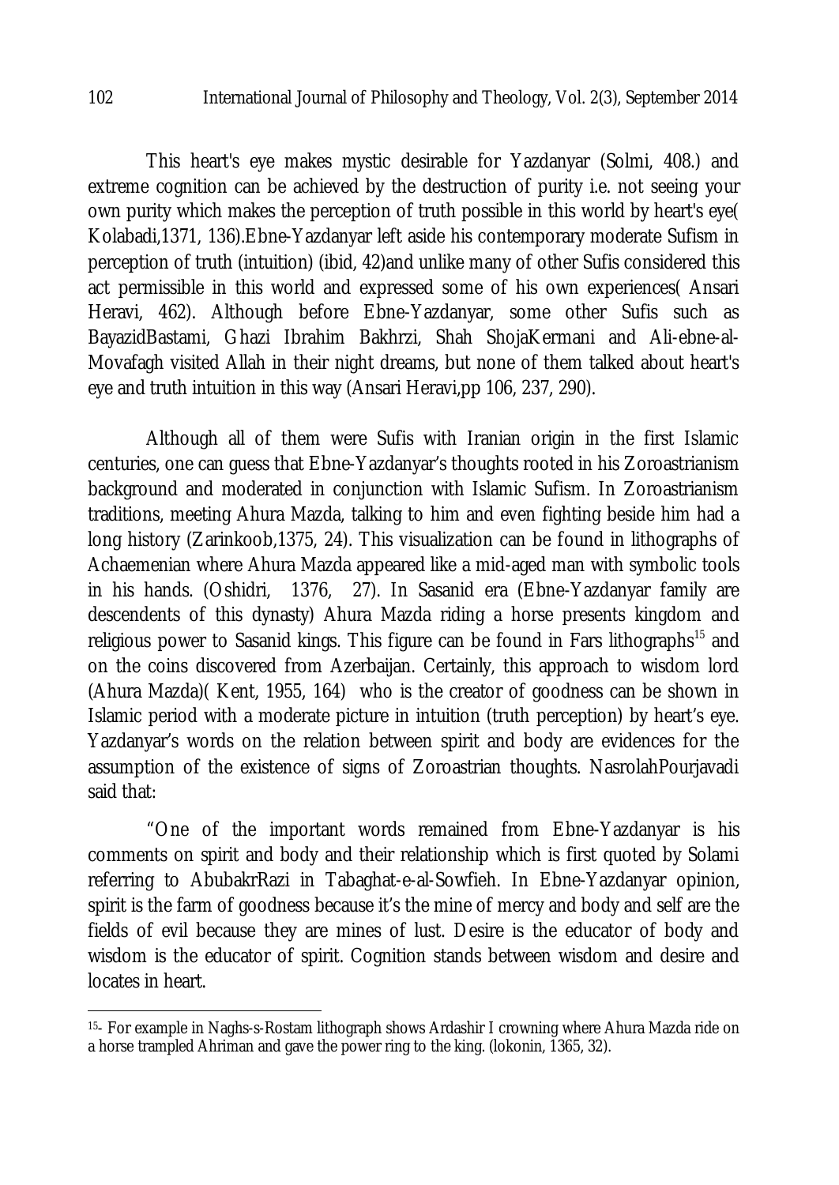This heart's eye makes mystic desirable for Yazdanyar (Solmi, 408.) and extreme cognition can be achieved by the destruction of purity i.e. not seeing your own purity which makes the perception of truth possible in this world by heart's eye( Kolabadi,1371, 136).Ebne-Yazdanyar left aside his contemporary moderate Sufism in perception of truth (intuition) (ibid, 42)and unlike many of other Sufis considered this act permissible in this world and expressed some of his own experiences( Ansari Heravi, 462). Although before Ebne-Yazdanyar, some other Sufis such as BayazidBastami, Ghazi Ibrahim Bakhrzi, Shah ShojaKermani and Ali-ebne-al-Movafagh visited Allah in their night dreams, but none of them talked about heart's eye and truth intuition in this way (Ansari Heravi,pp 106, 237, 290).

Although all of them were Sufis with Iranian origin in the first Islamic centuries, one can guess that Ebne-Yazdanyar's thoughts rooted in his Zoroastrianism background and moderated in conjunction with Islamic Sufism. In Zoroastrianism traditions, meeting Ahura Mazda, talking to him and even fighting beside him had a long history (Zarinkoob,1375, 24). This visualization can be found in lithographs of Achaemenian where Ahura Mazda appeared like a mid-aged man with symbolic tools in his hands. (Oshidri, 1376, 27). In Sasanid era (Ebne-Yazdanyar family are descendents of this dynasty) Ahura Mazda riding a horse presents kingdom and religious power to Sasanid kings. This figure can be found in Fars lithographs[15] and on the coins discovered from Azerbaijan. Certainly, this approach to wisdom lord (Ahura Mazda)( Kent, 1955, 164) who is the creator of goodness can be shown in Islamic period with a moderate picture in intuition (truth perception) by heart's eye. Yazdanyar's words on the relation between spirit and body are evidences for the assumption of the existence of signs of Zoroastrian thoughts. NasrolahPourjavadi said that:

"One of the important words remained from Ebne-Yazdanyar is his comments on spirit and body and their relationship which is first quoted by Solami referring to AbubakrRazi in Tabaghat-e-al-Sowfieh. In Ebne-Yazdanyar opinion, spirit is the farm of goodness because it's the mine of mercy and body and self are the fields of evil because they are mines of lust. Desire is the educator of body and wisdom is the educator of spirit. Cognition stands between wisdom and desire and locates in heart.

---

15- For example in Naghs-s-Rostam lithograph shows Ardashir I crowning where Ahura Mazda ride on a horse trampled Ahriman and gave the power ring to the king. (lokonin, 1365, 32).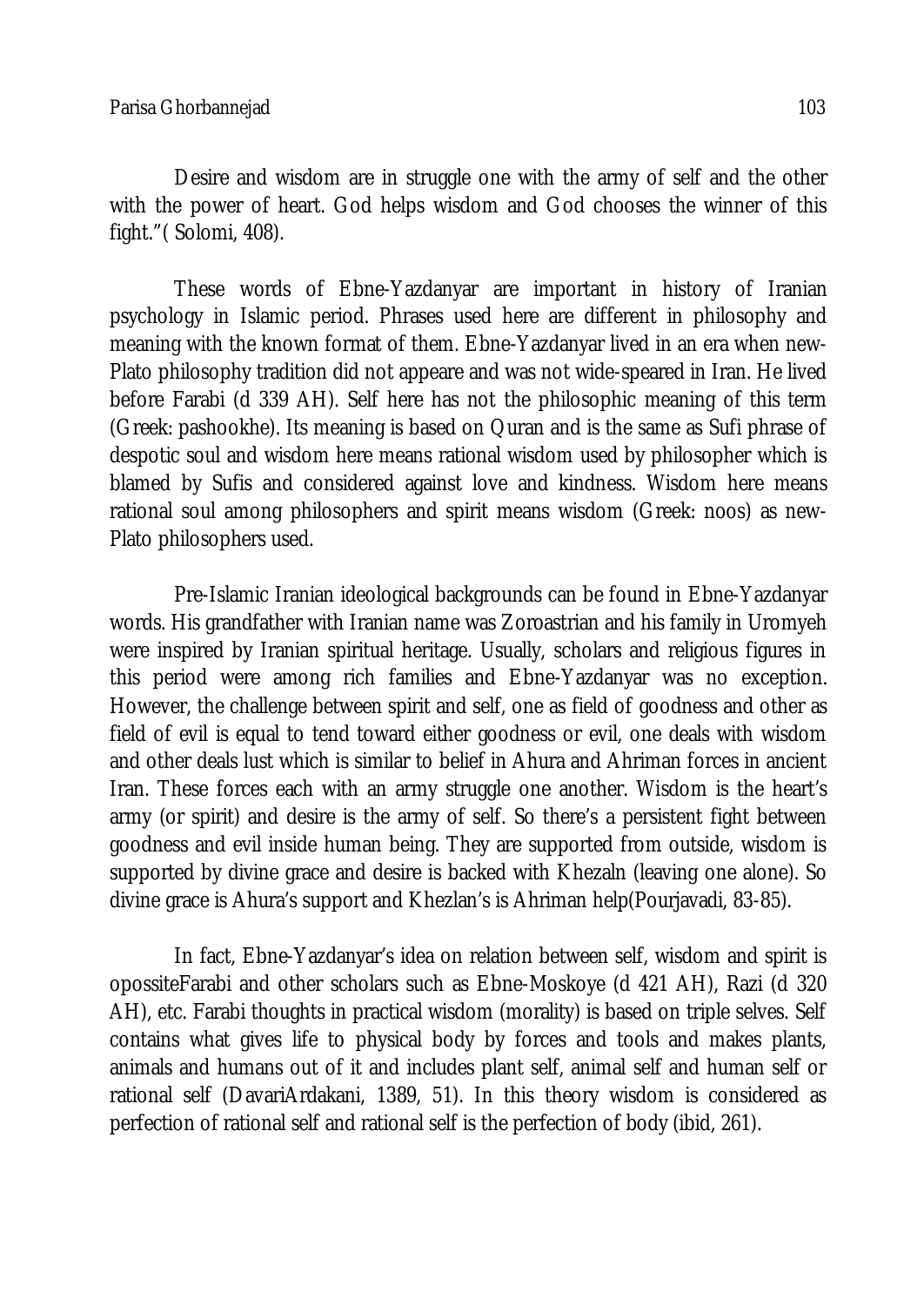Desire and wisdom are in struggle one with the army of self and the other with the power of heart. God helps wisdom and God chooses the winner of this fight."( Solomi, 408).

These words of Ebne-Yazdanyar are important in history of Iranian psychology in Islamic period. Phrases used here are different in philosophy and meaning with the known format of them. Ebne-Yazdanyar lived in an era when new-Plato philosophy tradition did not appeare and was not wide-speared in Iran. He lived before Farabi (d 339 AH). Self here has not the philosophic meaning of this term (Greek: pashookhe). Its meaning is based on Quran and is the same as Sufi phrase of despotic soul and wisdom here means rational wisdom used by philosopher which is blamed by Sufis and considered against love and kindness. Wisdom here means rational soul among philosophers and spirit means wisdom (Greek: noos) as new-Plato philosophers used.

Pre-Islamic Iranian ideological backgrounds can be found in Ebne-Yazdanyar words. His grandfather with Iranian name was Zoroastrian and his family in Uromyeh were inspired by Iranian spiritual heritage. Usually, scholars and religious figures in this period were among rich families and Ebne-Yazdanyar was no exception. However, the challenge between spirit and self, one as field of goodness and other as field of evil is equal to tend toward either goodness or evil, one deals with wisdom and other deals lust which is similar to belief in Ahura and Ahriman forces in ancient Iran. These forces each with an army struggle one another. Wisdom is the heart's army (or spirit) and desire is the army of self. So there's a persistent fight between goodness and evil inside human being. They are supported from outside, wisdom is supported by divine grace and desire is backed with Khezaln (leaving one alone). So divine grace is Ahura's support and Khezlan's is Ahriman help(Pourjavadi, 83-85).

In fact, Ebne-Yazdanyar's idea on relation between self, wisdom and spirit is opossiteFarabi and other scholars such as Ebne-Moskoye (d 421 AH), Razi (d 320 AH), etc. Farabi thoughts in practical wisdom (morality) is based on triple selves. Self contains what gives life to physical body by forces and tools and makes plants, animals and humans out of it and includes plant self, animal self and human self or rational self (DavariArdakani, 1389, 51). In this theory wisdom is considered as perfection of rational self and rational self is the perfection of body (ibid, 261).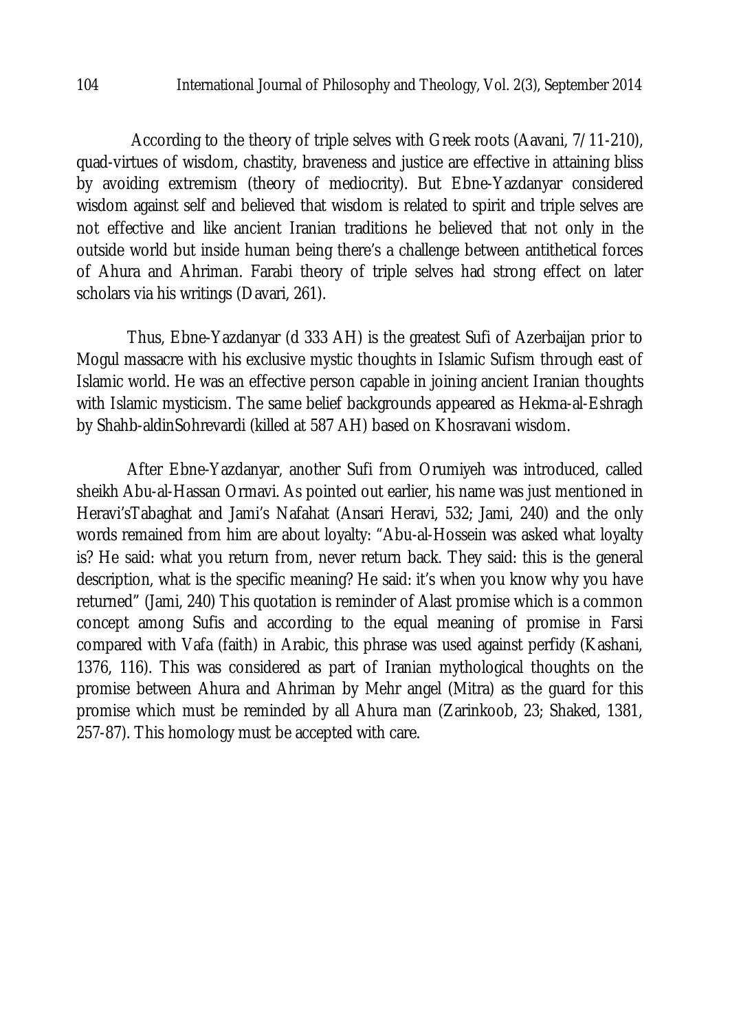According to the theory of triple selves with Greek roots (Aavani, 7/11-210), quad-virtues of wisdom, chastity, braveness and justice are effective in attaining bliss by avoiding extremism (theory of mediocrity). But Ebne-Yazdanyar considered wisdom against self and believed that wisdom is related to spirit and triple selves are not effective and like ancient Iranian traditions he believed that not only in the outside world but inside human being there's a challenge between antithetical forces of Ahura and Ahriman. Farabi theory of triple selves had strong effect on later scholars via his writings (Davari, 261).

Thus, Ebne-Yazdanyar (d 333 AH) is the greatest Sufi of Azerbaijan prior to Mogul massacre with his exclusive mystic thoughts in Islamic Sufism through east of Islamic world. He was an effective person capable in joining ancient Iranian thoughts with Islamic mysticism. The same belief backgrounds appeared as Hekma-al-Eshragh by Shahb-aldinSohrevardi (killed at 587 AH) based on Khosravani wisdom.

After Ebne-Yazdanyar, another Sufi from Orumiyeh was introduced, called sheikh Abu-al-Hassan Ormavi. As pointed out earlier, his name was just mentioned in Heravi'sTabaghat and Jami's Nafahat (Ansari Heravi, 532; Jami, 240) and the only words remained from him are about loyalty: "Abu-al-Hossein was asked what loyalty is? He said: what you return from, never return back. They said: this is the general description, what is the specific meaning? He said: it's when you know why you have returned" (Jami, 240) This quotation is reminder of Alast promise which is a common concept among Sufis and according to the equal meaning of promise in Farsi compared with Vafa (faith) in Arabic, this phrase was used against perfidy (Kashani, 1376, 116). This was considered as part of Iranian mythological thoughts on the promise between Ahura and Ahriman by Mehr angel (Mitra) as the guard for this promise which must be reminded by all Ahura man (Zarinkoob, 23; Shaked, 1381, 257-87). This homology must be accepted with care.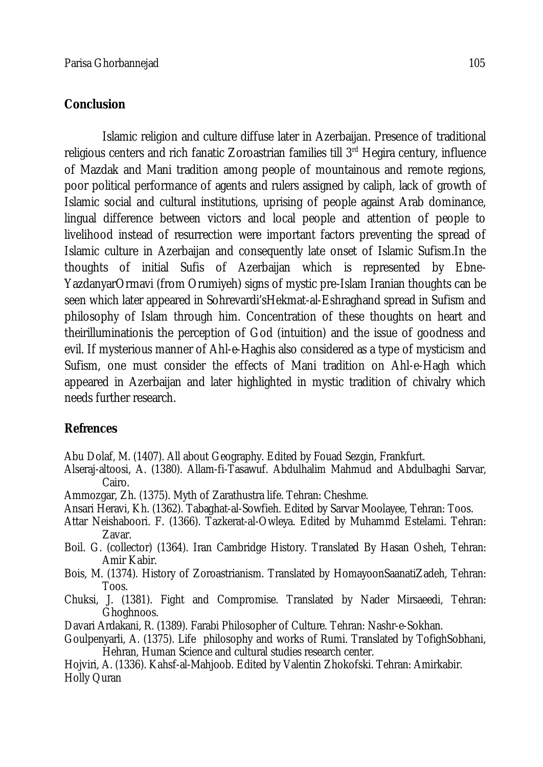## Conclusion

Islamic religion and culture diffuse later in Azerbaijan. Presence of traditional religious centers and rich fanatic Zoroastrian families till 3rd Hegira century, influence of Mazdak and Mani tradition among people of mountainous and remote regions, poor political performance of agents and rulers assigned by caliph, lack of growth of Islamic social and cultural institutions, uprising of people against Arab dominance, lingual difference between victors and local people and attention of people to livelihood instead of resurrection were important factors preventing the spread of Islamic culture in Azerbaijan and consequently late onset of Islamic Sufism.In the thoughts of initial Sufis of Azerbaijan which is represented by Ebne-YazdanyarOrmavi (from Orumiyeh) signs of mystic pre-Islam Iranian thoughts can be seen which later appeared in Sohrevardi'sHekmat-al-Eshraghand spread in Sufism and philosophy of Islam through him. Concentration of these thoughts on heart and theirilluminationis the perception of God (intuition) and the issue of goodness and evil. If mysterious manner of Ahl-e-Haghis also considered as a type of mysticism and Sufism, one must consider the effects of Mani tradition on Ahl-e-Hagh which appeared in Azerbaijan and later highlighted in mystic tradition of chivalry which needs further research.

## Refrences

Abu Dolaf, M. (1407). All about Geography. Edited by Fouad Sezgin, Frankfurt.

Alseraj-altoosi, A. (1380). Allam-fi-Tasawuf. Abdulhalim Mahmud and Abdulbaghi Sarvar, Cairo.

Ammozgar, Zh. (1375). Myth of Zarathustra life. Tehran: Cheshme.

Ansari Heravi, Kh. (1362). Tabaghat-al-Sowfieh. Edited by Sarvar Moolayee, Tehran: Toos.

Attar Neishaboori. F. (1366). Tazkerat-al-Owleya. Edited by Muhammd Estelami. Tehran: Zavar.

Boil. G. (collector) (1364). Iran Cambridge History. Translated By Hasan Osheh, Tehran: Amir Kabir.

Bois, M. (1374). History of Zoroastrianism. Translated by HomayoonSaanatiZadeh, Tehran: Toos.

Chuksi, J. (1381). Fight and Compromise. Translated by Nader Mirsaeedi, Tehran: Ghoghnoos.

Davari Ardakani, R. (1389). Farabi Philosopher of Culture. Tehran: Nashr-e-Sokhan.

Goulpenyarli, A. (1375). Life philosophy and works of Rumi. Translated by TofighSobhani, Hehran, Human Science and cultural studies research center.

Hojviri, A. (1336). Kahsf-al-Mahjoob. Edited by Valentin Zhokofski. Tehran: Amirkabir.

Holly Quran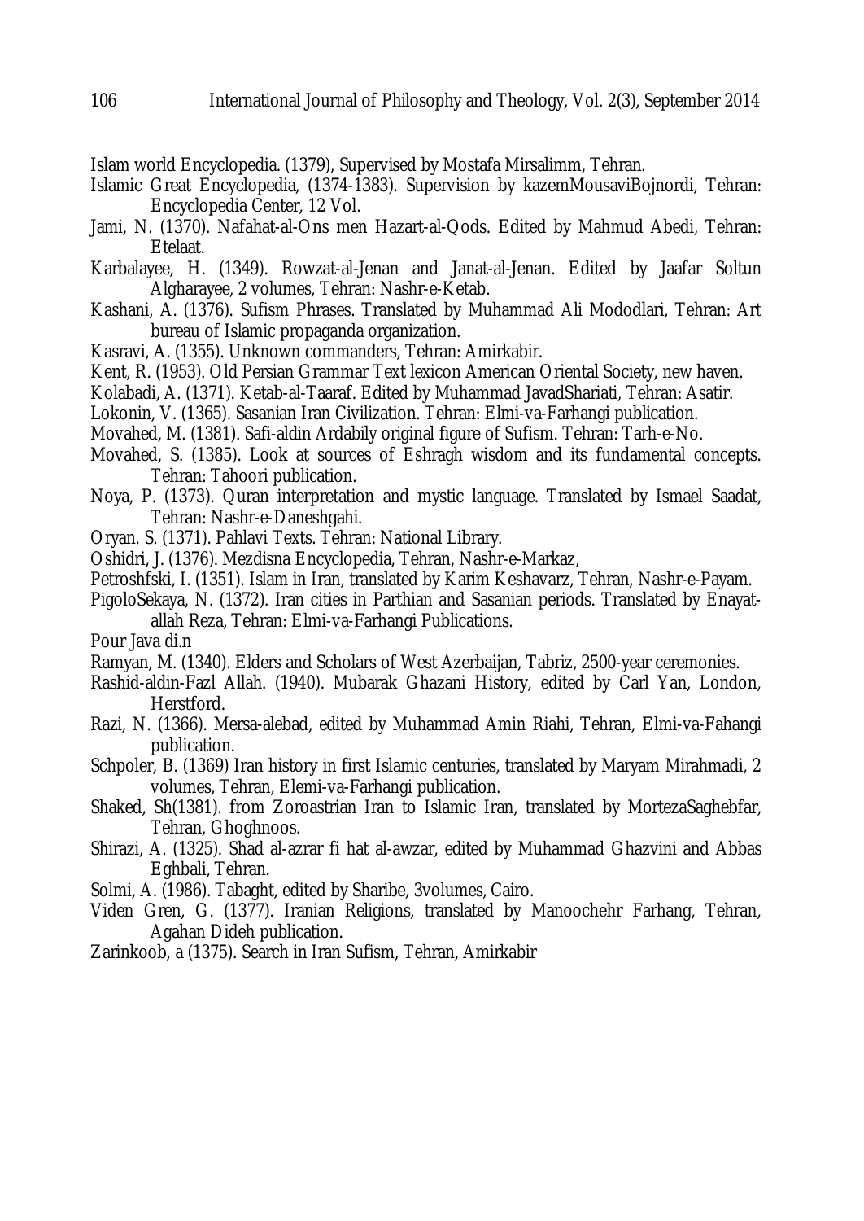Islam world Encyclopedia. (1379), Supervised by Mostafa Mirsalimm, Tehran.

Islamic Great Encyclopedia, (1374-1383). Supervision by kazemMousaviBojnordi, Tehran: Encyclopedia Center, 12 Vol.

Jami, N. (1370). Nafahat-al-Ons men Hazart-al-Qods. Edited by Mahmud Abedi, Tehran: Etelaat.

Karbalayee, H. (1349). Rowzat-al-Jenan and Janat-al-Jenan. Edited by Jaafar Soltun Algharayee, 2 volumes, Tehran: Nashr-e-Ketab.

Kashani, A. (1376). Sufism Phrases. Translated by Muhammad Ali Mododlari, Tehran: Art bureau of Islamic propaganda organization.

Kasravi, A. (1355). Unknown commanders, Tehran: Amirkabir.

Kent, R. (1953). Old Persian Grammar Text lexicon American Oriental Society, new haven.

Kolabadi, A. (1371). Ketab-al-Taaraf. Edited by Muhammad JavadShariati, Tehran: Asatir.

Lokonin, V. (1365). Sasanian Iran Civilization. Tehran: Elmi-va-Farhangi publication.

Movahed, M. (1381). Safi-aldin Ardabily original figure of Sufism. Tehran: Tarh-e-No.

Movahed, S. (1385). Look at sources of Eshragh wisdom and its fundamental concepts. Tehran: Tahoori publication.

Noya, P. (1373). Quran interpretation and mystic language. Translated by Ismael Saadat, Tehran: Nashr-e-Daneshgahi.

Oryan. S. (1371). Pahlavi Texts. Tehran: National Library.

Oshidri, J. (1376). Mezdisna Encyclopedia, Tehran, Nashr-e-Markaz,

Petroshfski, I. (1351). Islam in Iran, translated by Karim Keshavarz, Tehran, Nashr-e-Payam.

PigoloSekaya, N. (1372). Iran cities in Parthian and Sasanian periods. Translated by Enayat-allah Reza, Tehran: Elmi-va-Farhangi Publications.

Pour Java di.n

Ramyan, M. (1340). Elders and Scholars of West Azerbaijan, Tabriz, 2500-year ceremonies.

Rashid-aldin-Fazl Allah. (1940). Mubarak Ghazani History, edited by Carl Yan, London, Herstford.

Razi, N. (1366). Mersa-alebad, edited by Muhammad Amin Riahi, Tehran, Elmi-va-Fahangi publication.

Schpoler, B. (1369) Iran history in first Islamic centuries, translated by Maryam Mirahmadi, 2 volumes, Tehran, Elemi-va-Farhangi publication.

Shaked, Sh(1381). from Zoroastrian Iran to Islamic Iran, translated by MortezaSaghebfar, Tehran, Ghoghnoos.

Shirazi, A. (1325). Shad al-azrar fi hat al-awzar, edited by Muhammad Ghazvini and Abbas Eghbali, Tehran.

Solmi, A. (1986). Tabaght, edited by Sharibe, 3volumes, Cairo.

Viden Gren, G. (1377). Iranian Religions, translated by Manoochehr Farhang, Tehran, Agahan Dideh publication.

Zarinkoob, a (1375). Search in Iran Sufism, Tehran, Amirkabir